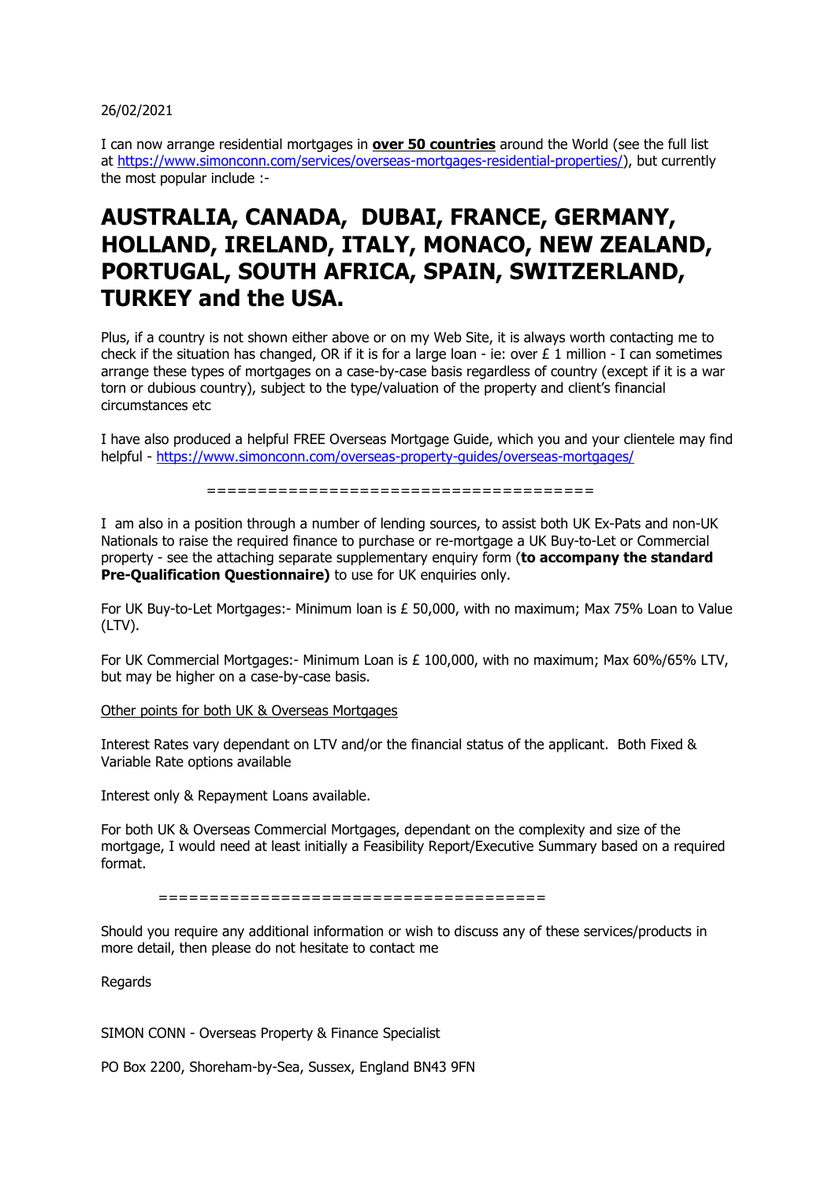26/02/2021

I can now arrange residential mortgages in **over 50 countries** around the World (see the full list at https://www.simonconn.com/services/overseas-mortgages-residential-properties/), but currently the most popular include :-

# AUSTRALIA, CANADA, DUBAI, FRANCE, GERMANY, HOLLAND, IRELAND, ITALY, MONACO, NEW ZEALAND, PORTUGAL, SOUTH AFRICA, SPAIN, SWITZERLAND, TURKEY and the USA.

Plus, if a country is not shown either above or on my Web Site, it is always worth contacting me to check if the situation has changed, OR if it is for a large loan - ie: over £ 1 million - I can sometimes arrange these types of mortgages on a case-by-case basis regardless of country (except if it is a war torn or dubious country), subject to the type/valuation of the property and client's financial circumstances etc

I have also produced a helpful FREE Overseas Mortgage Guide, which you and your clientele may find helpful - https://www.simonconn.com/overseas-property-guides/overseas-mortgages/

=====================================

I am also in a position through a number of lending sources, to assist both UK Ex-Pats and non-UK Nationals to raise the required finance to purchase or re-mortgage a UK Buy-to-Let or Commercial property - see the attaching separate supplementary enquiry form (**to accompany the standard Pre-Qualification Questionnaire)** to use for UK enquiries only.

For UK Buy-to-Let Mortgages:- Minimum loan is £ 50,000, with no maximum; Max 75% Loan to Value (LTV).

For UK Commercial Mortgages:- Minimum Loan is £ 100,000, with no maximum; Max 60%/65% LTV, but may be higher on a case-by-case basis.

Other points for both UK & Overseas Mortgages

Interest Rates vary dependant on LTV and/or the financial status of the applicant. Both Fixed & Variable Rate options available

Interest only & Repayment Loans available.

For both UK & Overseas Commercial Mortgages, dependant on the complexity and size of the mortgage, I would need at least initially a Feasibility Report/Executive Summary based on a required format.

=====================================

Should you require any additional information or wish to discuss any of these services/products in more detail, then please do not hesitate to contact me

Regards

SIMON CONN - Overseas Property & Finance Specialist

PO Box 2200, Shoreham-by-Sea, Sussex, England BN43 9FN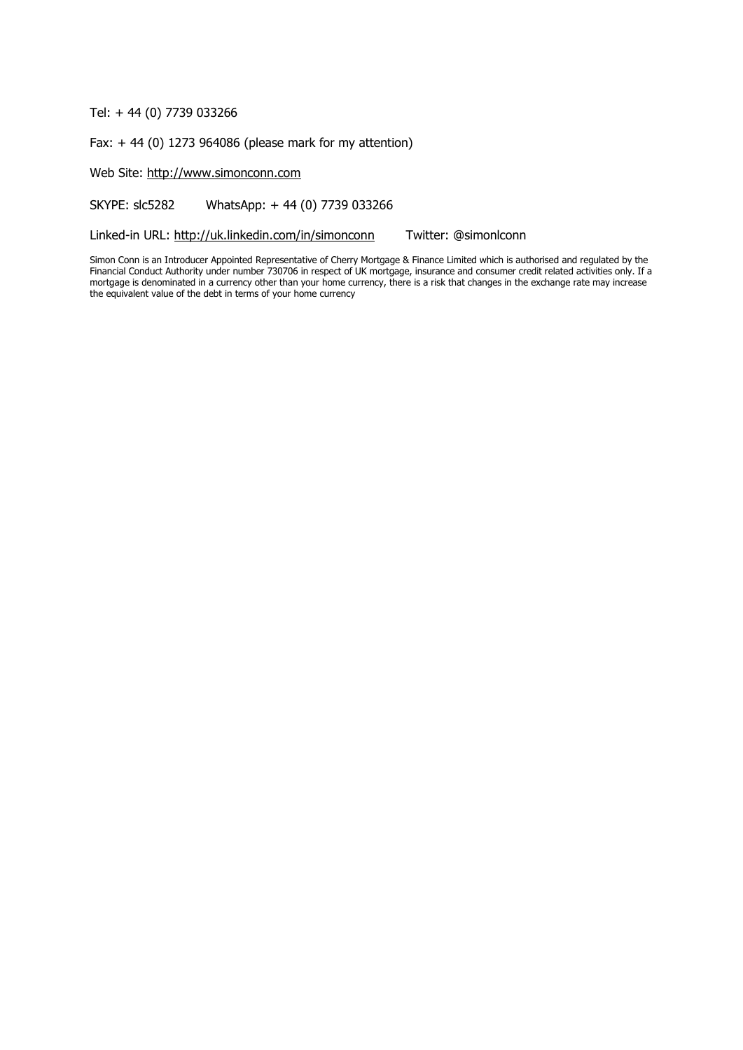Tel: + 44 (0) 7739 033266

Fax: + 44 (0) 1273 964086 (please mark for my attention)

Web Site: http://www.simonconn.com

SKYPE: slc5282 WhatsApp: + 44 (0) 7739 033266

Linked-in URL: http://uk.linkedin.com/in/simonconn Twitter: @simonlconn

Simon Conn is an Introducer Appointed Representative of Cherry Mortgage & Finance Limited which is authorised and regulated by the Financial Conduct Authority under number 730706 in respect of UK mortgage, insurance and consumer credit related activities only. If a mortgage is denominated in a currency other than your home currency, there is a risk that changes in the exchange rate may increase the equivalent value of the debt in terms of your home currency